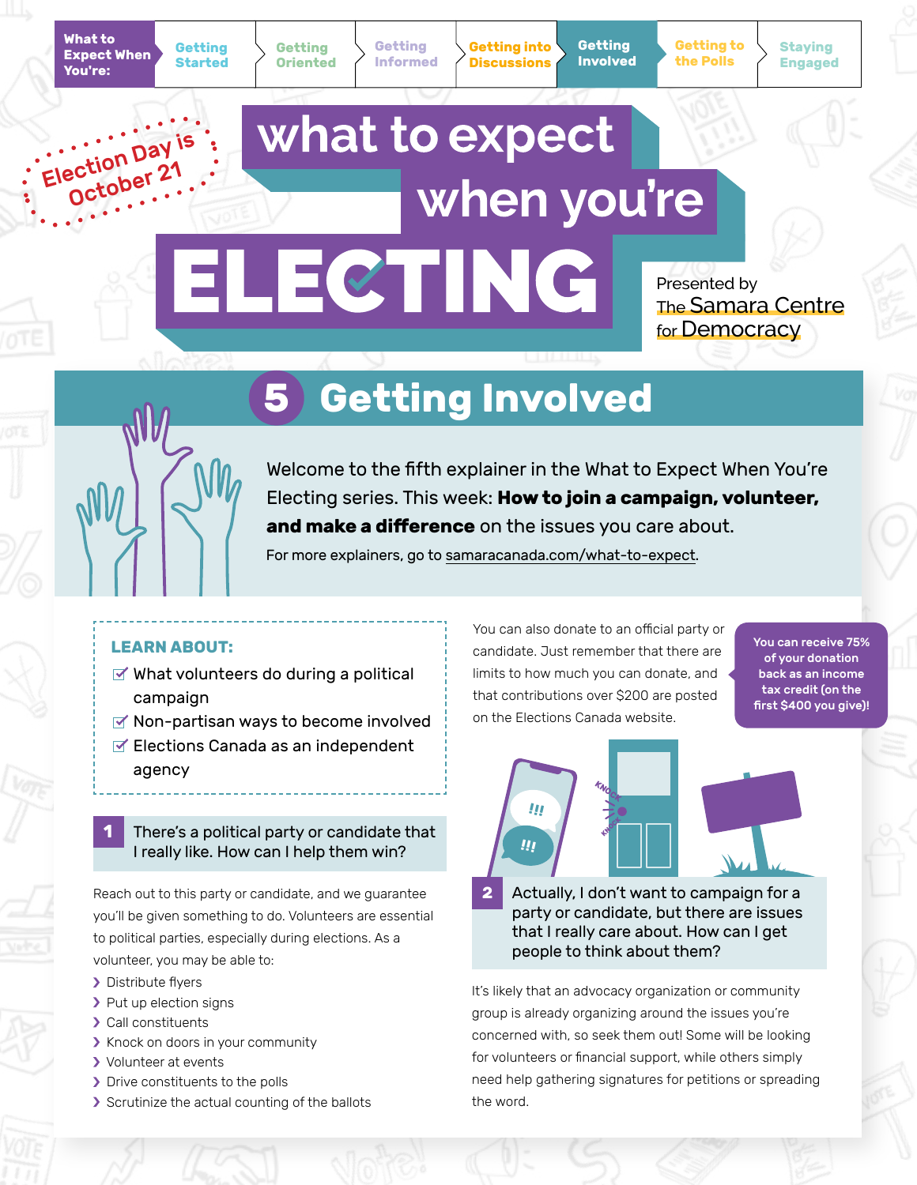What to Expect When You're: Getting Started | Getting Oriented | Getting Informed | Getting into Discussions | **Getting Involved** | Getting to the Polls | Staying Engaged

Election Day is October 21

# what to expect when you're ELECTING

Presented by The Samara Centre for Democracy

## 5 Getting Involved

Welcome to the fifth explainer in the What to Expect When You're Electing series. This week: **How to join a campaign, volunteer, and make a difference** on the issues you care about.

For more explainers, go to samaracanada.com/what-to-expect.

**LEARN ABOUT:**

- ☑ What volunteers do during a political campaign
- ☑ Non-partisan ways to become involved
- ☑ Elections Canada as an independent agency

### 1 There's a political party or candidate that I really like. How can I help them win?

Reach out to this party or candidate, and we guarantee you'll be given something to do. Volunteers are essential to political parties, especially during elections. As a volunteer, you may be able to:

- Distribute flyers
- Put up election signs
- Call constituents
- Knock on doors in your community
- Volunteer at events
- Drive constituents to the polls
- Scrutinize the actual counting of the ballots

You can also donate to an official party or candidate. Just remember that there are limits to how much you can donate, and that contributions over $200 are posted on the Elections Canada website.

You can receive 75% of your donation back as an income tax credit (on the first $400 you give)!

### 2 Actually, I don't want to campaign for a party or candidate, but there are issues that I really care about. How can I get people to think about them?

It's likely that an advocacy organization or community group is already organizing around the issues you're concerned with, so seek them out! Some will be looking for volunteers or financial support, while others simply need help gathering signatures for petitions or spreading the word.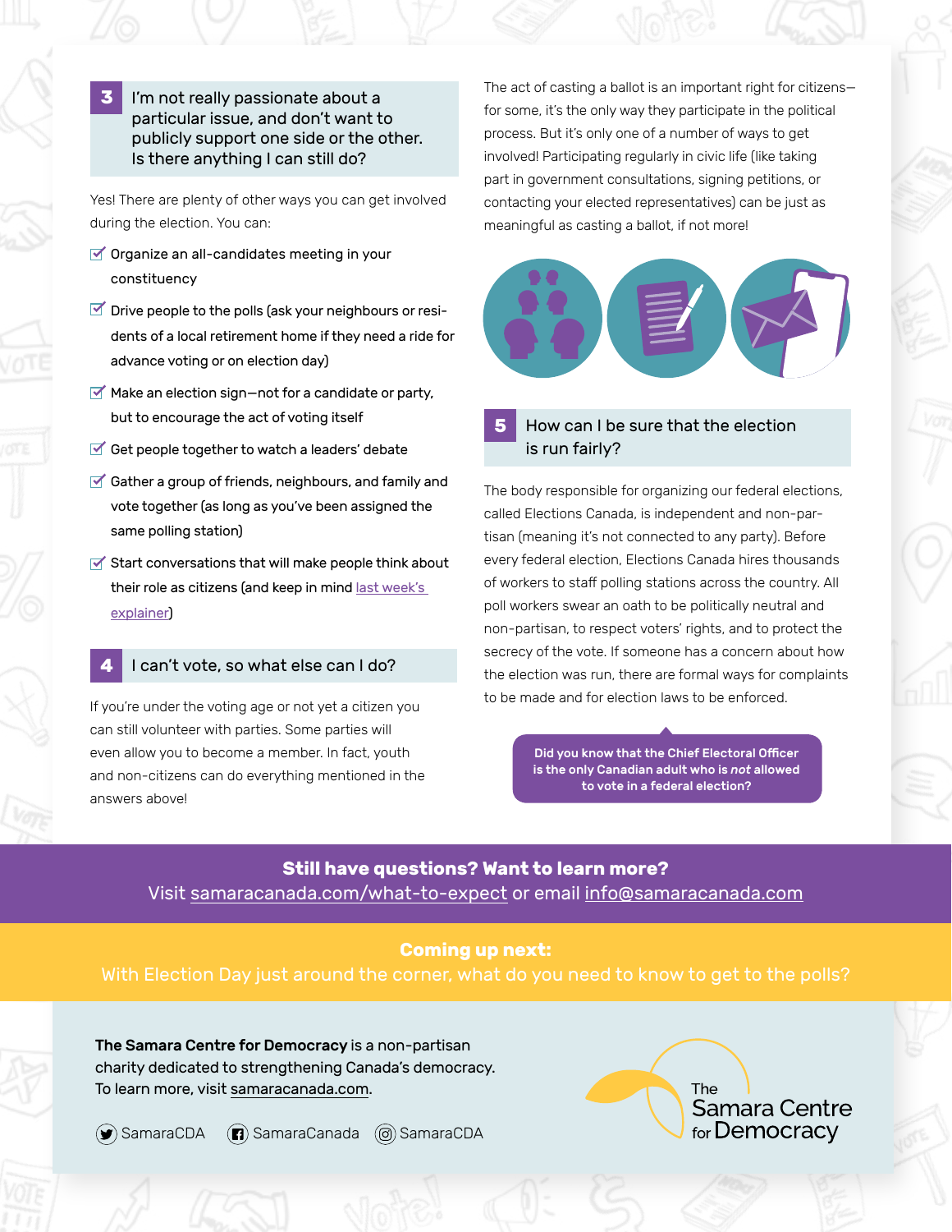## 3 I'm not really passionate about a particular issue, and don't want to publicly support one side or the other. Is there anything I can still do?

Yes! There are plenty of other ways you can get involved during the election. You can:

- Organize an all-candidates meeting in your constituency
- Drive people to the polls (ask your neighbours or residents of a local retirement home if they need a ride for advance voting or on election day)
- Make an election sign—not for a candidate or party, but to encourage the act of voting itself
- Get people together to watch a leaders' debate
- Gather a group of friends, neighbours, and family and vote together (as long as you've been assigned the same polling station)
- Start conversations that will make people think about their role as citizens (and keep in mind last week's explainer)

## 4 I can't vote, so what else can I do?

If you're under the voting age or not yet a citizen you can still volunteer with parties. Some parties will even allow you to become a member. In fact, youth and non-citizens can do everything mentioned in the answers above!

The act of casting a ballot is an important right for citizens—for some, it's the only way they participate in the political process. But it's only one of a number of ways to get involved! Participating regularly in civic life (like taking part in government consultations, signing petitions, or contacting your elected representatives) can be just as meaningful as casting a ballot, if not more!

## 5 How can I be sure that the election is run fairly?

The body responsible for organizing our federal elections, called Elections Canada, is independent and non-partisan (meaning it's not connected to any party). Before every federal election, Elections Canada hires thousands of workers to staff polling stations across the country. All poll workers swear an oath to be politically neutral and non-partisan, to respect voters' rights, and to protect the secrecy of the vote. If someone has a concern about how the election was run, there are formal ways for complaints to be made and for election laws to be enforced.

**Did you know that the Chief Electoral Officer is the only Canadian adult who is *not* allowed to vote in a federal election?**

**Still have questions? Want to learn more?**
Visit samaracanada.com/what-to-expect or email info@samaracanada.com

**Coming up next:**
With Election Day just around the corner, what do you need to know to get to the polls?

**The Samara Centre for Democracy** is a non-partisan charity dedicated to strengthening Canada's democracy. To learn more, visit samaracanada.com.

SamaraCDA SamaraCanada SamaraCDA

The Samara Centre for Democracy